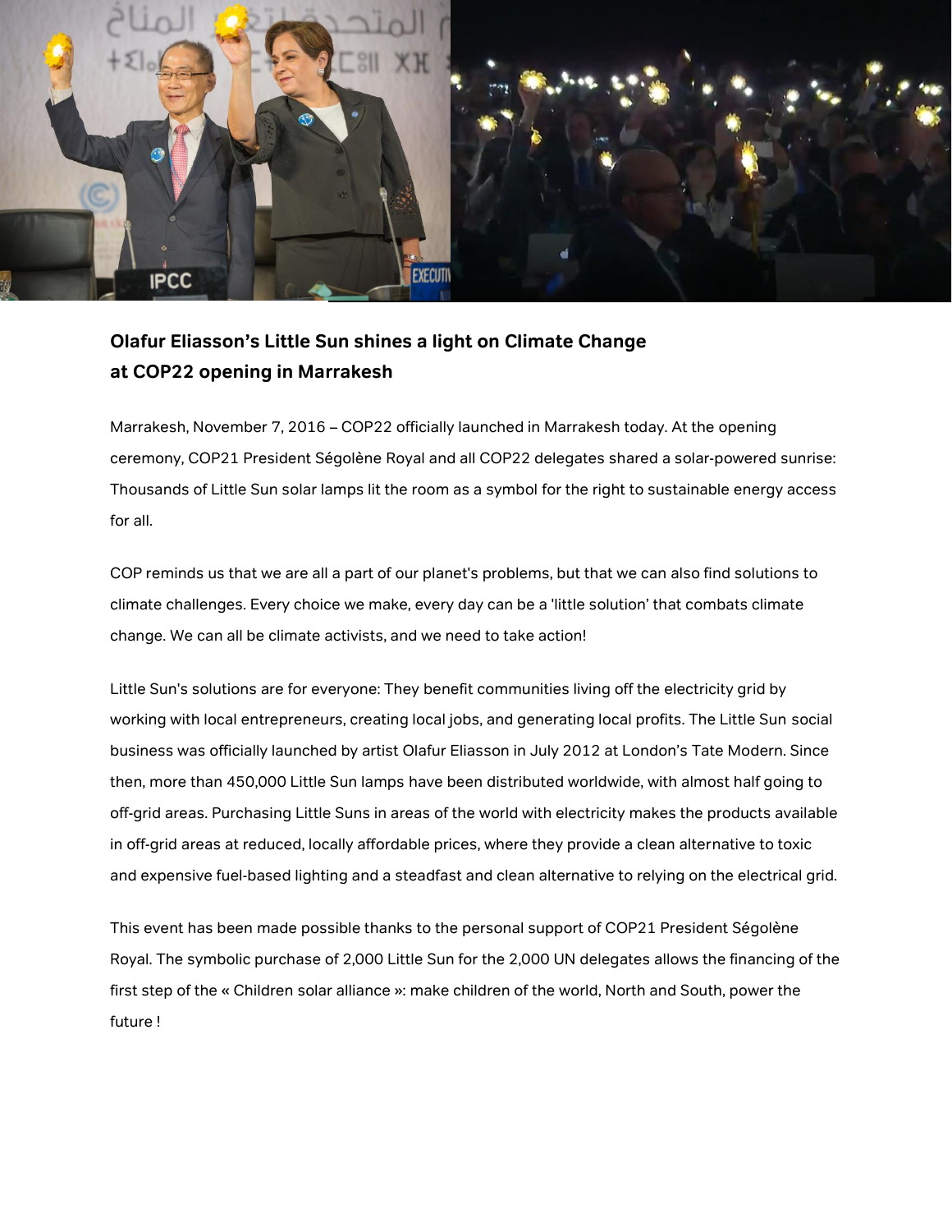## Olafur Eliasson's Little Sun shines a light on Climate Change at COP22 opening in Marrakesh

Marrakesh, November 7, 2016 – COP22 officially launched in Marrakesh today. At the opening ceremony, COP21 President Ségolène Royal and all COP22 delegates shared a solar-powered sunrise: Thousands of Little Sun solar lamps lit the room as a symbol for the right to sustainable energy access for all.

COP reminds us that we are all a part of our planet's problems, but that we can also find solutions to climate challenges. Every choice we make, every day can be a 'little solution' that combats climate change. We can all be climate activists, and we need to take action!

Little Sun's solutions are for everyone: They benefit communities living off the electricity grid by working with local entrepreneurs, creating local jobs, and generating local profits. The Little Sun social business was officially launched by artist Olafur Eliasson in July 2012 at London's Tate Modern. Since then, more than 450,000 Little Sun lamps have been distributed worldwide, with almost half going to off-grid areas. Purchasing Little Suns in areas of the world with electricity makes the products available in off-grid areas at reduced, locally affordable prices, where they provide a clean alternative to toxic and expensive fuel-based lighting and a steadfast and clean alternative to relying on the electrical grid.

This event has been made possible thanks to the personal support of COP21 President Ségolène Royal. The symbolic purchase of 2,000 Little Sun for the 2,000 UN delegates allows the financing of the first step of the « Children solar alliance »: make children of the world, North and South, power the future !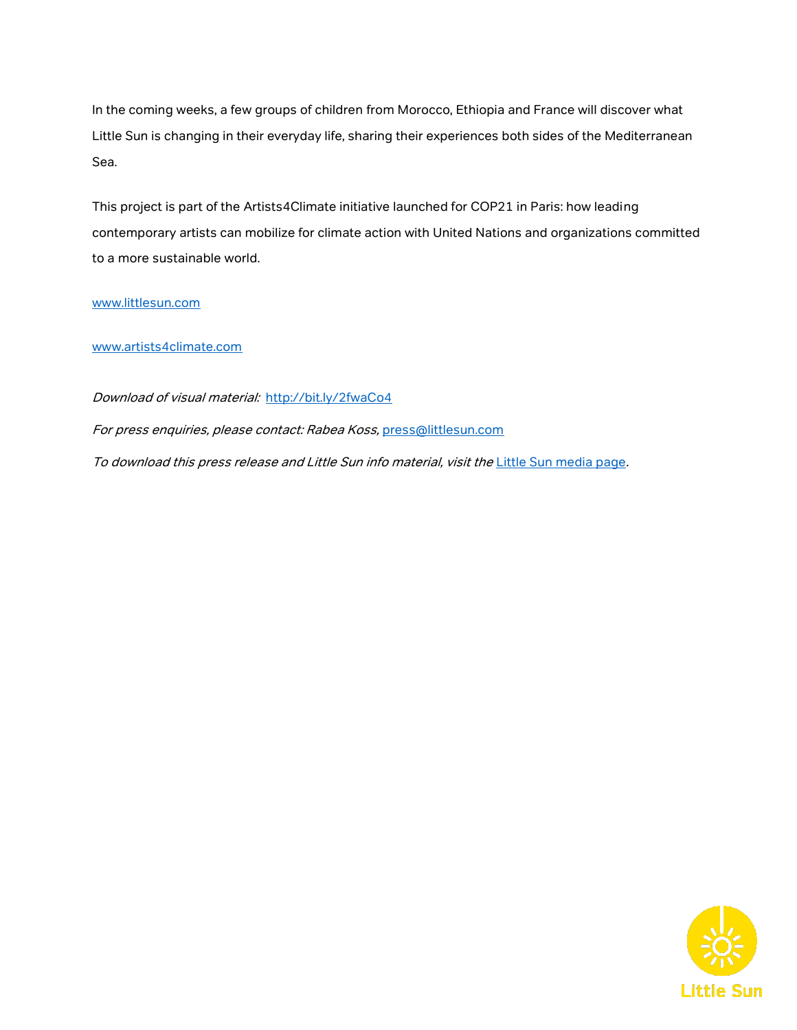In the coming weeks, a few groups of children from Morocco, Ethiopia and France will discover what Little Sun is changing in their everyday life, sharing their experiences both sides of the Mediterranean Sea.

This project is part of the Artists4Climate initiative launched for COP21 in Paris: how leading contemporary artists can mobilize for climate action with United Nations and organizations committed to a more sustainable world.

www.littlesun.com

www.artists4climate.com

*Download of visual material:* http://bit.ly/2fwaCo4

*For press enquiries, please contact: Rabea Koss,* press@littlesun.com

*To download this press release and Little Sun info material, visit the* Little Sun media page.